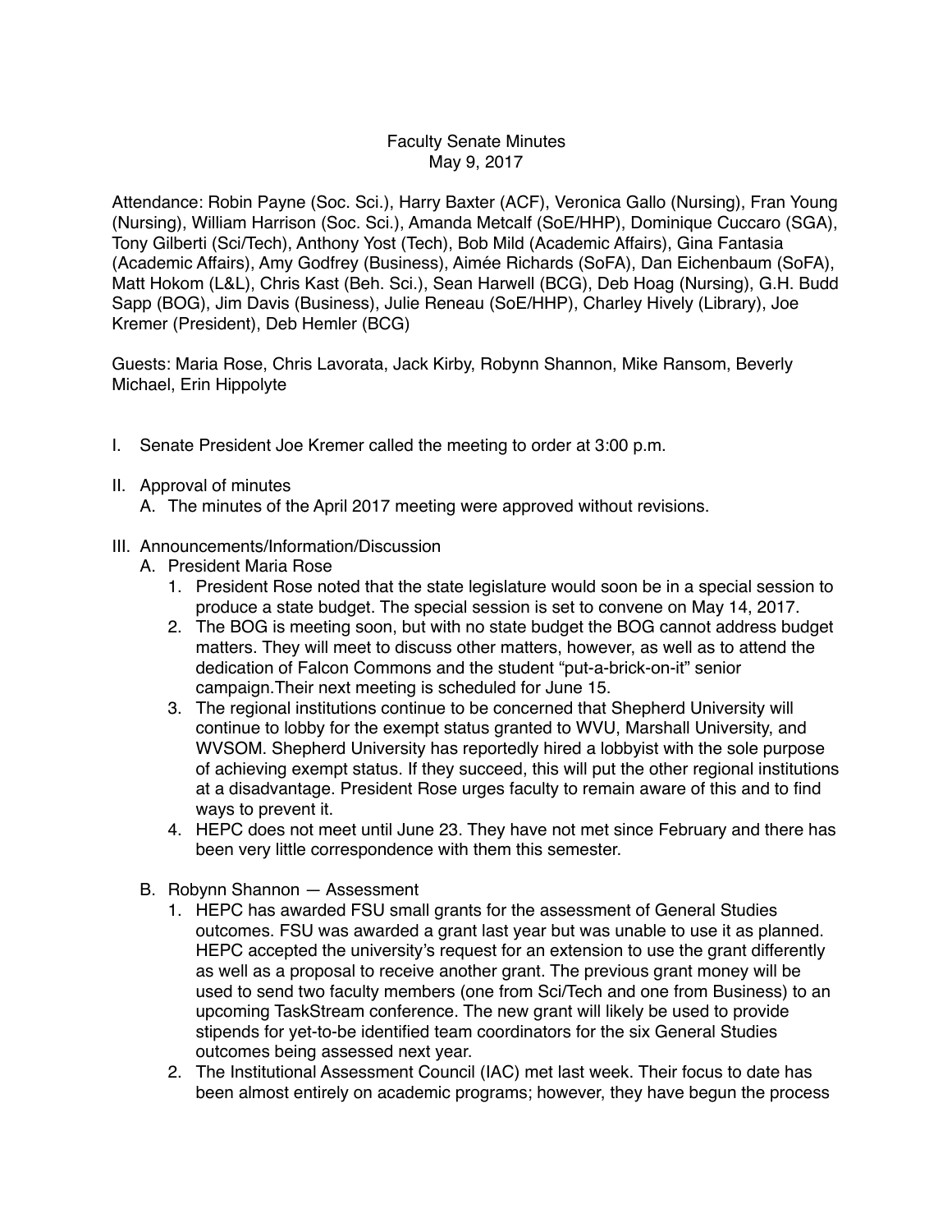# Faculty Senate Minutes
May 9, 2017

Attendance: Robin Payne (Soc. Sci.), Harry Baxter (ACF), Veronica Gallo (Nursing), Fran Young (Nursing), William Harrison (Soc. Sci.), Amanda Metcalf (SoE/HHP), Dominique Cuccaro (SGA), Tony Gilberti (Sci/Tech), Anthony Yost (Tech), Bob Mild (Academic Affairs), Gina Fantasia (Academic Affairs), Amy Godfrey (Business), Aimée Richards (SoFA), Dan Eichenbaum (SoFA), Matt Hokom (L&L), Chris Kast (Beh. Sci.), Sean Harwell (BCG), Deb Hoag (Nursing), G.H. Budd Sapp (BOG), Jim Davis (Business), Julie Reneau (SoE/HHP), Charley Hively (Library), Joe Kremer (President), Deb Hemler (BCG)

Guests: Maria Rose, Chris Lavorata, Jack Kirby, Robynn Shannon, Mike Ransom, Beverly Michael, Erin Hippolyte

I. Senate President Joe Kremer called the meeting to order at 3:00 p.m.

II. Approval of minutes
   A. The minutes of the April 2017 meeting were approved without revisions.

III. Announcements/Information/Discussion
   A. President Maria Rose
      1. President Rose noted that the state legislature would soon be in a special session to produce a state budget. The special session is set to convene on May 14, 2017.
      2. The BOG is meeting soon, but with no state budget the BOG cannot address budget matters. They will meet to discuss other matters, however, as well as to attend the dedication of Falcon Commons and the student "put-a-brick-on-it" senior campaign.Their next meeting is scheduled for June 15.
      3. The regional institutions continue to be concerned that Shepherd University will continue to lobby for the exempt status granted to WVU, Marshall University, and WVSOM. Shepherd University has reportedly hired a lobbyist with the sole purpose of achieving exempt status. If they succeed, this will put the other regional institutions at a disadvantage. President Rose urges faculty to remain aware of this and to find ways to prevent it.
      4. HEPC does not meet until June 23. They have not met since February and there has been very little correspondence with them this semester.

   B. Robynn Shannon — Assessment
      1. HEPC has awarded FSU small grants for the assessment of General Studies outcomes. FSU was awarded a grant last year but was unable to use it as planned. HEPC accepted the university's request for an extension to use the grant differently as well as a proposal to receive another grant. The previous grant money will be used to send two faculty members (one from Sci/Tech and one from Business) to an upcoming TaskStream conference. The new grant will likely be used to provide stipends for yet-to-be identified team coordinators for the six General Studies outcomes being assessed next year.
      2. The Institutional Assessment Council (IAC) met last week. Their focus to date has been almost entirely on academic programs; however, they have begun the process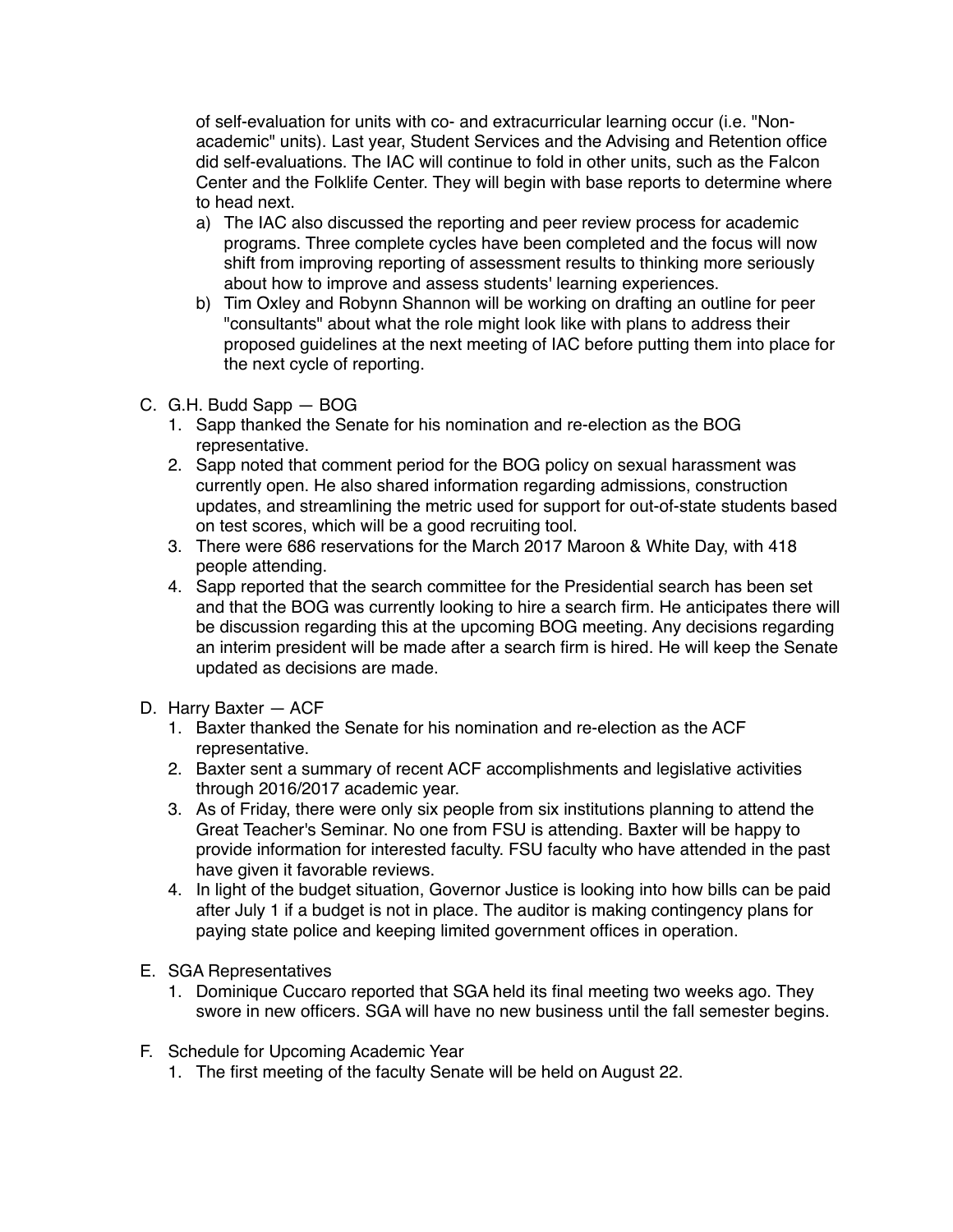of self-evaluation for units with co- and extracurricular learning occur (i.e. "Non-academic" units). Last year, Student Services and the Advising and Retention office did self-evaluations. The IAC will continue to fold in other units, such as the Falcon Center and the Folklife Center. They will begin with base reports to determine where to head next.

a) The IAC also discussed the reporting and peer review process for academic programs. Three complete cycles have been completed and the focus will now shift from improving reporting of assessment results to thinking more seriously about how to improve and assess students' learning experiences.

b) Tim Oxley and Robynn Shannon will be working on drafting an outline for peer "consultants" about what the role might look like with plans to address their proposed guidelines at the next meeting of IAC before putting them into place for the next cycle of reporting.

C. G.H. Budd Sapp — BOG

1. Sapp thanked the Senate for his nomination and re-election as the BOG representative.
2. Sapp noted that comment period for the BOG policy on sexual harassment was currently open. He also shared information regarding admissions, construction updates, and streamlining the metric used for support for out-of-state students based on test scores, which will be a good recruiting tool.
3. There were 686 reservations for the March 2017 Maroon & White Day, with 418 people attending.
4. Sapp reported that the search committee for the Presidential search has been set and that the BOG was currently looking to hire a search firm. He anticipates there will be discussion regarding this at the upcoming BOG meeting. Any decisions regarding an interim president will be made after a search firm is hired. He will keep the Senate updated as decisions are made.

D. Harry Baxter — ACF

1. Baxter thanked the Senate for his nomination and re-election as the ACF representative.
2. Baxter sent a summary of recent ACF accomplishments and legislative activities through 2016/2017 academic year.
3. As of Friday, there were only six people from six institutions planning to attend the Great Teacher's Seminar. No one from FSU is attending. Baxter will be happy to provide information for interested faculty. FSU faculty who have attended in the past have given it favorable reviews.
4. In light of the budget situation, Governor Justice is looking into how bills can be paid after July 1 if a budget is not in place. The auditor is making contingency plans for paying state police and keeping limited government offices in operation.

E. SGA Representatives

1. Dominique Cuccaro reported that SGA held its final meeting two weeks ago. They swore in new officers. SGA will have no new business until the fall semester begins.

F. Schedule for Upcoming Academic Year

1. The first meeting of the faculty Senate will be held on August 22.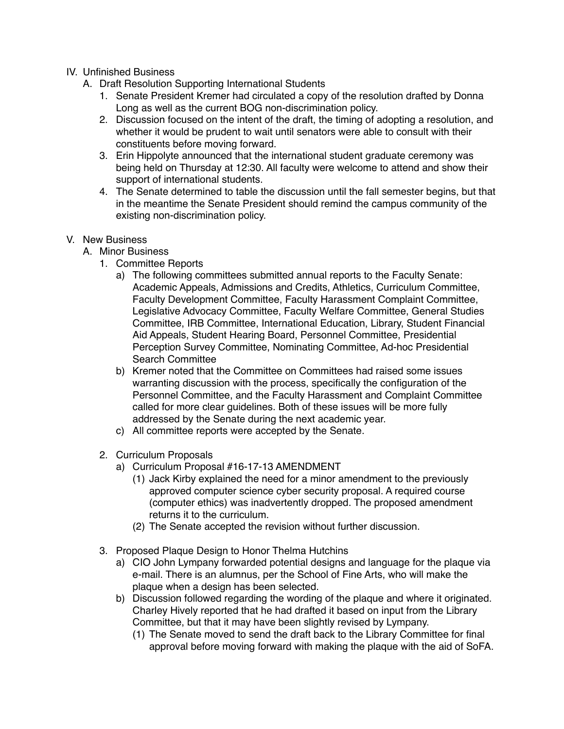IV. Unfinished Business

A. Draft Resolution Supporting International Students

1. Senate President Kremer had circulated a copy of the resolution drafted by Donna Long as well as the current BOG non-discrimination policy.
2. Discussion focused on the intent of the draft, the timing of adopting a resolution, and whether it would be prudent to wait until senators were able to consult with their constituents before moving forward.
3. Erin Hippolyte announced that the international student graduate ceremony was being held on Thursday at 12:30. All faculty were welcome to attend and show their support of international students.
4. The Senate determined to table the discussion until the fall semester begins, but that in the meantime the Senate President should remind the campus community of the existing non-discrimination policy.

V. New Business

A. Minor Business

1. Committee Reports
   - a) The following committees submitted annual reports to the Faculty Senate: Academic Appeals, Admissions and Credits, Athletics, Curriculum Committee, Faculty Development Committee, Faculty Harassment Complaint Committee, Legislative Advocacy Committee, Faculty Welfare Committee, General Studies Committee, IRB Committee, International Education, Library, Student Financial Aid Appeals, Student Hearing Board, Personnel Committee, Presidential Perception Survey Committee, Nominating Committee, Ad-hoc Presidential Search Committee
   - b) Kremer noted that the Committee on Committees had raised some issues warranting discussion with the process, specifically the configuration of the Personnel Committee, and the Faculty Harassment and Complaint Committee called for more clear guidelines. Both of these issues will be more fully addressed by the Senate during the next academic year.
   - c) All committee reports were accepted by the Senate.

2. Curriculum Proposals
   - a) Curriculum Proposal #16-17-13 AMENDMENT
     - (1) Jack Kirby explained the need for a minor amendment to the previously approved computer science cyber security proposal. A required course (computer ethics) was inadvertently dropped. The proposed amendment returns it to the curriculum.
     - (2) The Senate accepted the revision without further discussion.

3. Proposed Plaque Design to Honor Thelma Hutchins
   - a) CIO John Lympany forwarded potential designs and language for the plaque via e-mail. There is an alumnus, per the School of Fine Arts, who will make the plaque when a design has been selected.
   - b) Discussion followed regarding the wording of the plaque and where it originated. Charley Hively reported that he had drafted it based on input from the Library Committee, but that it may have been slightly revised by Lympany.
     - (1) The Senate moved to send the draft back to the Library Committee for final approval before moving forward with making the plaque with the aid of SoFA.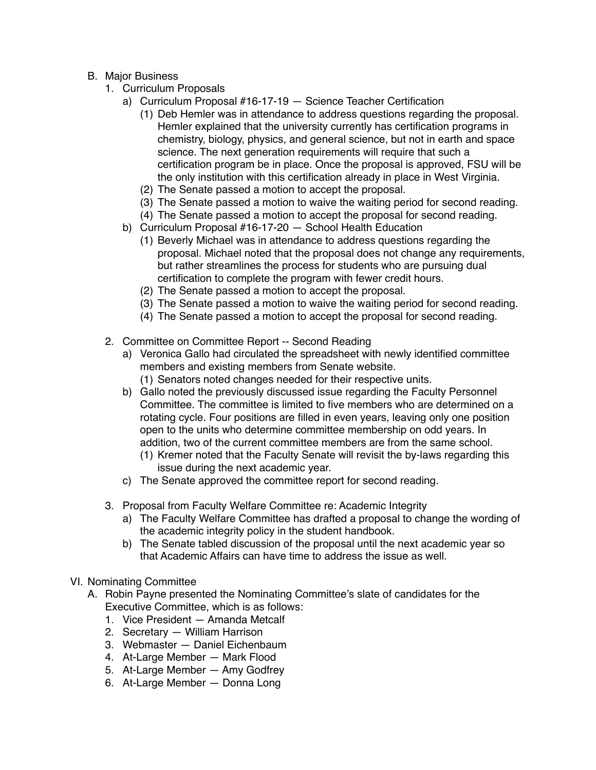B. Major Business
   1. Curriculum Proposals
      a) Curriculum Proposal #16-17-19 — Science Teacher Certification
         (1) Deb Hemler was in attendance to address questions regarding the proposal. Hemler explained that the university currently has certification programs in chemistry, biology, physics, and general science, but not in earth and space science. The next generation requirements will require that such a certification program be in place. Once the proposal is approved, FSU will be the only institution with this certification already in place in West Virginia.
         (2) The Senate passed a motion to accept the proposal.
         (3) The Senate passed a motion to waive the waiting period for second reading.
         (4) The Senate passed a motion to accept the proposal for second reading.
      b) Curriculum Proposal #16-17-20 — School Health Education
         (1) Beverly Michael was in attendance to address questions regarding the proposal. Michael noted that the proposal does not change any requirements, but rather streamlines the process for students who are pursuing dual certification to complete the program with fewer credit hours.
         (2) The Senate passed a motion to accept the proposal.
         (3) The Senate passed a motion to waive the waiting period for second reading.
         (4) The Senate passed a motion to accept the proposal for second reading.

   2. Committee on Committee Report -- Second Reading
      a) Veronica Gallo had circulated the spreadsheet with newly identified committee members and existing members from Senate website.
         (1) Senators noted changes needed for their respective units.
      b) Gallo noted the previously discussed issue regarding the Faculty Personnel Committee. The committee is limited to five members who are determined on a rotating cycle. Four positions are filled in even years, leaving only one position open to the units who determine committee membership on odd years. In addition, two of the current committee members are from the same school.
         (1) Kremer noted that the Faculty Senate will revisit the by-laws regarding this issue during the next academic year.
      c) The Senate approved the committee report for second reading.

   3. Proposal from Faculty Welfare Committee re: Academic Integrity
      a) The Faculty Welfare Committee has drafted a proposal to change the wording of the academic integrity policy in the student handbook.
      b) The Senate tabled discussion of the proposal until the next academic year so that Academic Affairs can have time to address the issue as well.

VI. Nominating Committee
   A. Robin Payne presented the Nominating Committee's slate of candidates for the Executive Committee, which is as follows:
      1. Vice President — Amanda Metcalf
      2. Secretary — William Harrison
      3. Webmaster — Daniel Eichenbaum
      4. At-Large Member — Mark Flood
      5. At-Large Member — Amy Godfrey
      6. At-Large Member — Donna Long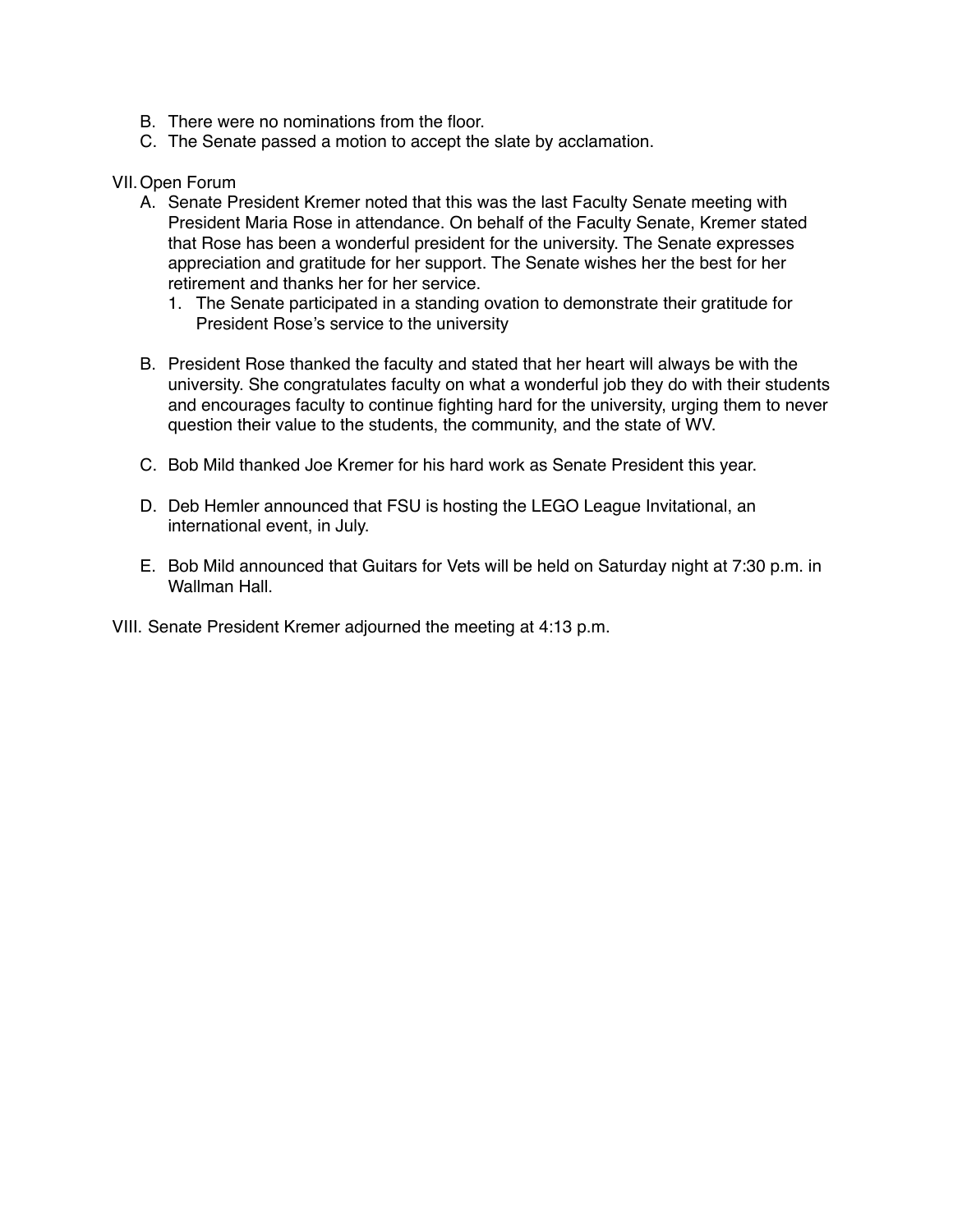B. There were no nominations from the floor.
C. The Senate passed a motion to accept the slate by acclamation.

VII. Open Forum

A. Senate President Kremer noted that this was the last Faculty Senate meeting with President Maria Rose in attendance. On behalf of the Faculty Senate, Kremer stated that Rose has been a wonderful president for the university. The Senate expresses appreciation and gratitude for her support. The Senate wishes her the best for her retirement and thanks her for her service.
   1. The Senate participated in a standing ovation to demonstrate their gratitude for President Rose's service to the university

B. President Rose thanked the faculty and stated that her heart will always be with the university. She congratulates faculty on what a wonderful job they do with their students and encourages faculty to continue fighting hard for the university, urging them to never question their value to the students, the community, and the state of WV.

C. Bob Mild thanked Joe Kremer for his hard work as Senate President this year.

D. Deb Hemler announced that FSU is hosting the LEGO League Invitational, an international event, in July.

E. Bob Mild announced that Guitars for Vets will be held on Saturday night at 7:30 p.m. in Wallman Hall.

VIII. Senate President Kremer adjourned the meeting at 4:13 p.m.